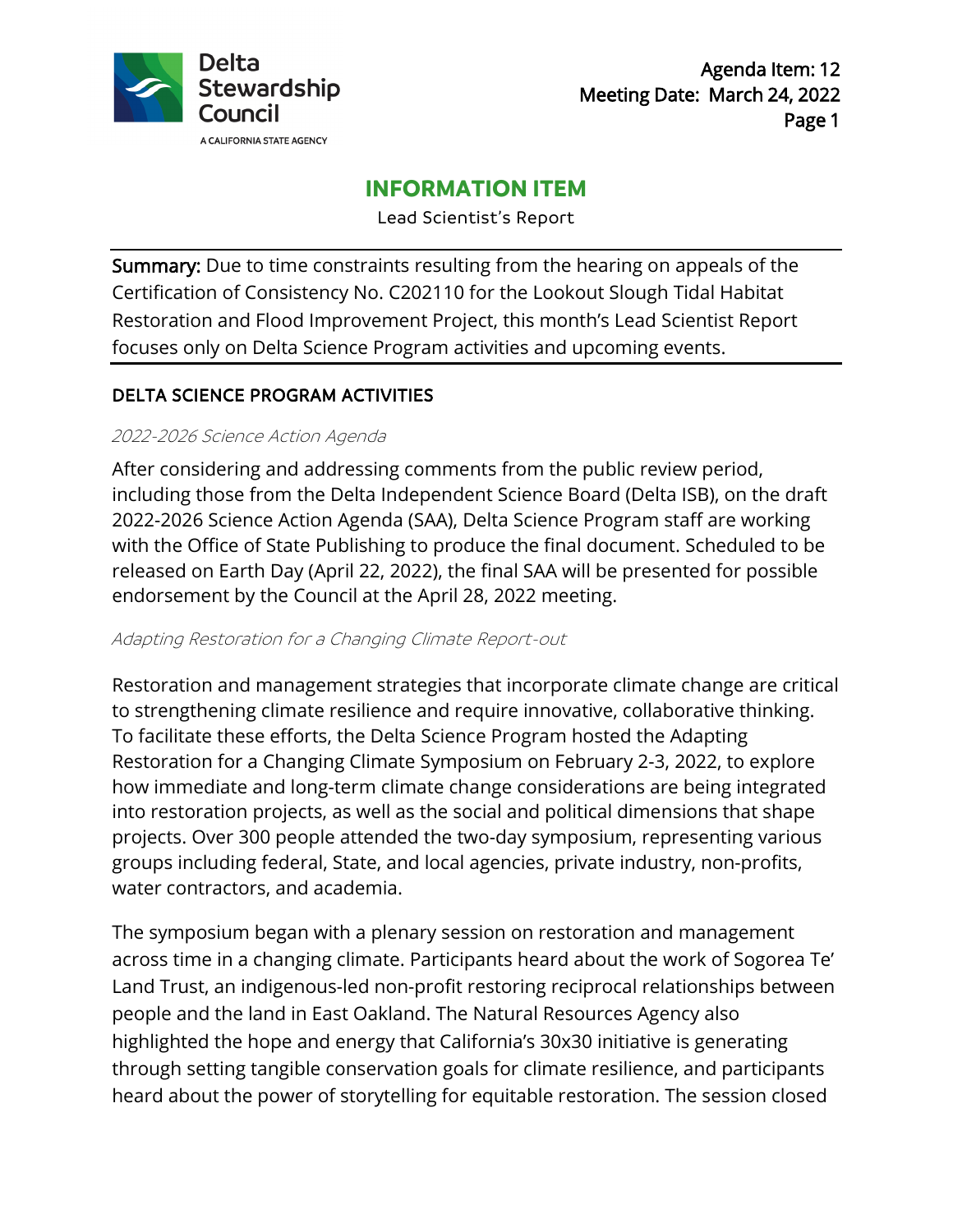Delta Stewardship Council

A CALIFORNIA STATE AGENCY

Agenda Item: 12
Meeting Date: March 24, 2022

# INFORMATION ITEM

Lead Scientist's Report

**Summary:** Due to time constraints resulting from the hearing on appeals of the Certification of Consistency No. C202110 for the Lookout Slough Tidal Habitat Restoration and Flood Improvement Project, this month's Lead Scientist Report focuses only on Delta Science Program activities and upcoming events.

## DELTA SCIENCE PROGRAM ACTIVITIES

### *2022-2026 Science Action Agenda*

After considering and addressing comments from the public review period, including those from the Delta Independent Science Board (Delta ISB), on the draft 2022-2026 Science Action Agenda (SAA), Delta Science Program staff are working with the Office of State Publishing to produce the final document. Scheduled to be released on Earth Day (April 22, 2022), the final SAA will be presented for possible endorsement by the Council at the April 28, 2022 meeting.

### *Adapting Restoration for a Changing Climate Report-out*

Restoration and management strategies that incorporate climate change are critical to strengthening climate resilience and require innovative, collaborative thinking. To facilitate these efforts, the Delta Science Program hosted the Adapting Restoration for a Changing Climate Symposium on February 2-3, 2022, to explore how immediate and long-term climate change considerations are being integrated into restoration projects, as well as the social and political dimensions that shape projects. Over 300 people attended the two-day symposium, representing various groups including federal, State, and local agencies, private industry, non-profits, water contractors, and academia.

The symposium began with a plenary session on restoration and management across time in a changing climate. Participants heard about the work of Sogorea Te' Land Trust, an indigenous-led non-profit restoring reciprocal relationships between people and the land in East Oakland. The Natural Resources Agency also highlighted the hope and energy that California's 30x30 initiative is generating through setting tangible conservation goals for climate resilience, and participants heard about the power of storytelling for equitable restoration. The session closed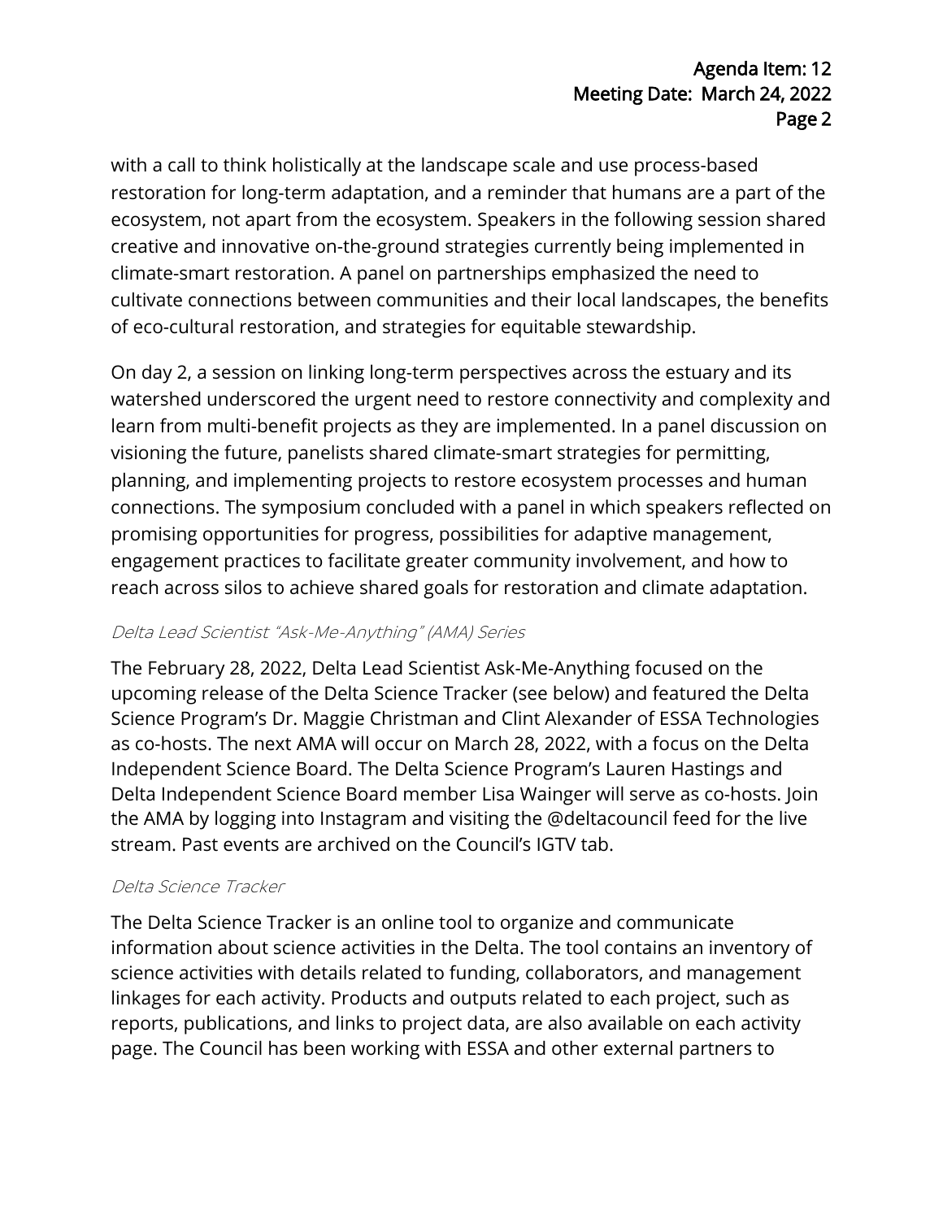with a call to think holistically at the landscape scale and use process-based restoration for long-term adaptation, and a reminder that humans are a part of the ecosystem, not apart from the ecosystem. Speakers in the following session shared creative and innovative on-the-ground strategies currently being implemented in climate-smart restoration. A panel on partnerships emphasized the need to cultivate connections between communities and their local landscapes, the benefits of eco-cultural restoration, and strategies for equitable stewardship.

On day 2, a session on linking long-term perspectives across the estuary and its watershed underscored the urgent need to restore connectivity and complexity and learn from multi-benefit projects as they are implemented. In a panel discussion on visioning the future, panelists shared climate-smart strategies for permitting, planning, and implementing projects to restore ecosystem processes and human connections. The symposium concluded with a panel in which speakers reflected on promising opportunities for progress, possibilities for adaptive management, engagement practices to facilitate greater community involvement, and how to reach across silos to achieve shared goals for restoration and climate adaptation.

#### *Delta Lead Scientist "Ask-Me-Anything" (AMA) Series*

The February 28, 2022, Delta Lead Scientist Ask-Me-Anything focused on the upcoming release of the Delta Science Tracker (see below) and featured the Delta Science Program's Dr. Maggie Christman and Clint Alexander of ESSA Technologies as co-hosts. The next AMA will occur on March 28, 2022, with a focus on the Delta Independent Science Board. The Delta Science Program's Lauren Hastings and Delta Independent Science Board member Lisa Wainger will serve as co-hosts. Join the AMA by logging into Instagram and visiting the @deltacouncil feed for the live stream. Past events are archived on the Council's IGTV tab.

#### *Delta Science Tracker*

The Delta Science Tracker is an online tool to organize and communicate information about science activities in the Delta. The tool contains an inventory of science activities with details related to funding, collaborators, and management linkages for each activity. Products and outputs related to each project, such as reports, publications, and links to project data, are also available on each activity page. The Council has been working with ESSA and other external partners to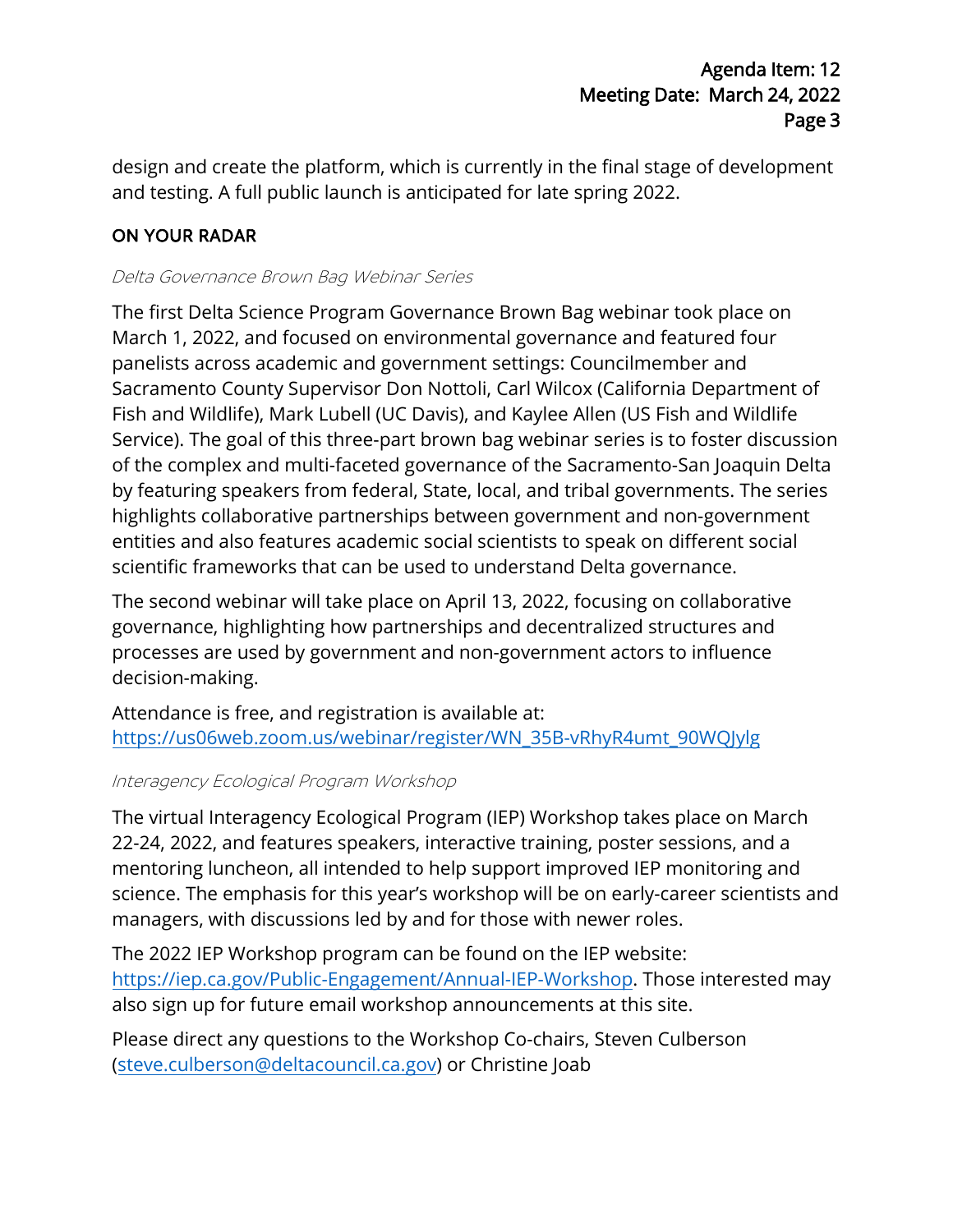design and create the platform, which is currently in the final stage of development and testing. A full public launch is anticipated for late spring 2022.

## ON YOUR RADAR

*Delta Governance Brown Bag Webinar Series*

The first Delta Science Program Governance Brown Bag webinar took place on March 1, 2022, and focused on environmental governance and featured four panelists across academic and government settings: Councilmember and Sacramento County Supervisor Don Nottoli, Carl Wilcox (California Department of Fish and Wildlife), Mark Lubell (UC Davis), and Kaylee Allen (US Fish and Wildlife Service). The goal of this three-part brown bag webinar series is to foster discussion of the complex and multi-faceted governance of the Sacramento-San Joaquin Delta by featuring speakers from federal, State, local, and tribal governments. The series highlights collaborative partnerships between government and non-government entities and also features academic social scientists to speak on different social scientific frameworks that can be used to understand Delta governance.

The second webinar will take place on April 13, 2022, focusing on collaborative governance, highlighting how partnerships and decentralized structures and processes are used by government and non-government actors to influence decision-making.

Attendance is free, and registration is available at: https://us06web.zoom.us/webinar/register/WN_35B-vRhyR4umt_90WQJylg

*Interagency Ecological Program Workshop*

The virtual Interagency Ecological Program (IEP) Workshop takes place on March 22-24, 2022, and features speakers, interactive training, poster sessions, and a mentoring luncheon, all intended to help support improved IEP monitoring and science. The emphasis for this year's workshop will be on early-career scientists and managers, with discussions led by and for those with newer roles.

The 2022 IEP Workshop program can be found on the IEP website: https://iep.ca.gov/Public-Engagement/Annual-IEP-Workshop. Those interested may also sign up for future email workshop announcements at this site.

Please direct any questions to the Workshop Co-chairs, Steven Culberson (steve.culberson@deltacouncil.ca.gov) or Christine Joab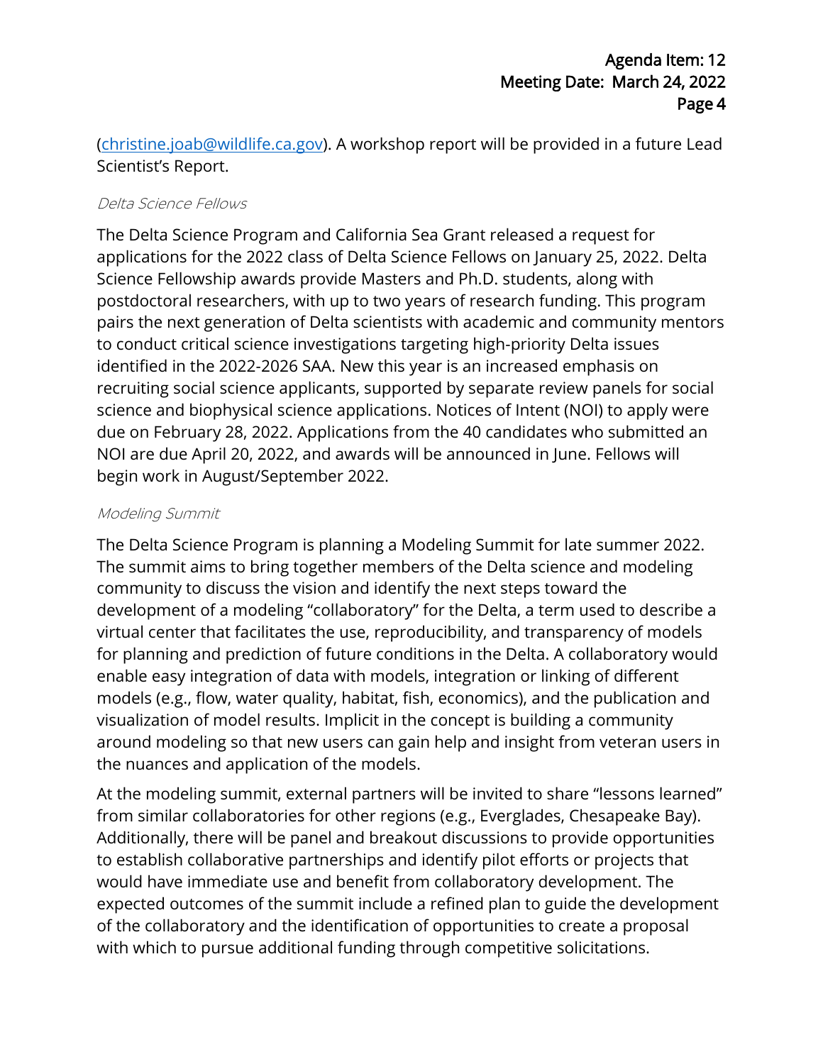([christine.joab@wildlife.ca.gov](mailto:christine.joab@wildlife.ca.gov)). A workshop report will be provided in a future Lead Scientist's Report.

### *Delta Science Fellows*

The Delta Science Program and California Sea Grant released a request for applications for the 2022 class of Delta Science Fellows on January 25, 2022. Delta Science Fellowship awards provide Masters and Ph.D. students, along with postdoctoral researchers, with up to two years of research funding. This program pairs the next generation of Delta scientists with academic and community mentors to conduct critical science investigations targeting high-priority Delta issues identified in the 2022-2026 SAA. New this year is an increased emphasis on recruiting social science applicants, supported by separate review panels for social science and biophysical science applications. Notices of Intent (NOI) to apply were due on February 28, 2022. Applications from the 40 candidates who submitted an NOI are due April 20, 2022, and awards will be announced in June. Fellows will begin work in August/September 2022.

### *Modeling Summit*

The Delta Science Program is planning a Modeling Summit for late summer 2022. The summit aims to bring together members of the Delta science and modeling community to discuss the vision and identify the next steps toward the development of a modeling "collaboratory" for the Delta, a term used to describe a virtual center that facilitates the use, reproducibility, and transparency of models for planning and prediction of future conditions in the Delta. A collaboratory would enable easy integration of data with models, integration or linking of different models (e.g., flow, water quality, habitat, fish, economics), and the publication and visualization of model results. Implicit in the concept is building a community around modeling so that new users can gain help and insight from veteran users in the nuances and application of the models.

At the modeling summit, external partners will be invited to share "lessons learned" from similar collaboratories for other regions (e.g., Everglades, Chesapeake Bay). Additionally, there will be panel and breakout discussions to provide opportunities to establish collaborative partnerships and identify pilot efforts or projects that would have immediate use and benefit from collaboratory development. The expected outcomes of the summit include a refined plan to guide the development of the collaboratory and the identification of opportunities to create a proposal with which to pursue additional funding through competitive solicitations.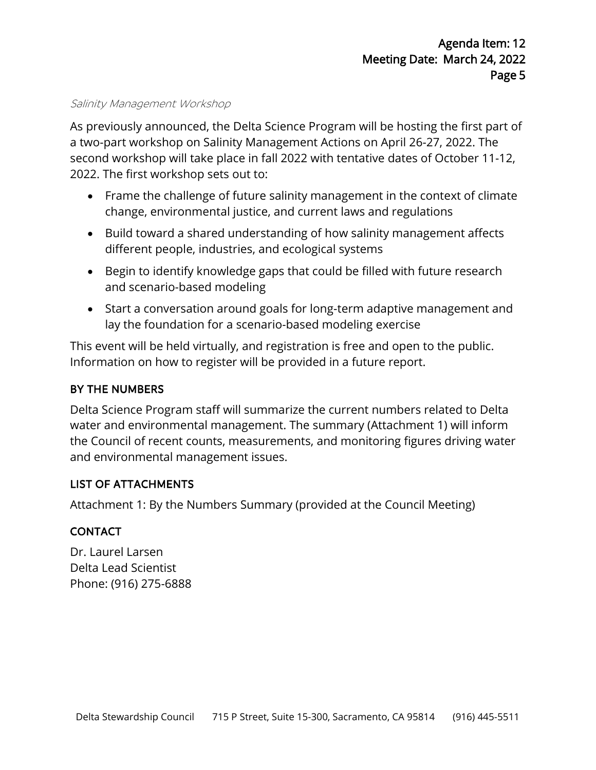*Salinity Management Workshop*

As previously announced, the Delta Science Program will be hosting the first part of a two-part workshop on Salinity Management Actions on April 26-27, 2022. The second workshop will take place in fall 2022 with tentative dates of October 11-12, 2022. The first workshop sets out to:

- Frame the challenge of future salinity management in the context of climate change, environmental justice, and current laws and regulations
- Build toward a shared understanding of how salinity management affects different people, industries, and ecological systems
- Begin to identify knowledge gaps that could be filled with future research and scenario-based modeling
- Start a conversation around goals for long-term adaptive management and lay the foundation for a scenario-based modeling exercise

This event will be held virtually, and registration is free and open to the public. Information on how to register will be provided in a future report.

## BY THE NUMBERS

Delta Science Program staff will summarize the current numbers related to Delta water and environmental management. The summary (Attachment 1) will inform the Council of recent counts, measurements, and monitoring figures driving water and environmental management issues.

## LIST OF ATTACHMENTS

Attachment 1: By the Numbers Summary (provided at the Council Meeting)

## CONTACT

Dr. Laurel Larsen
Delta Lead Scientist
Phone: (916) 275-6888